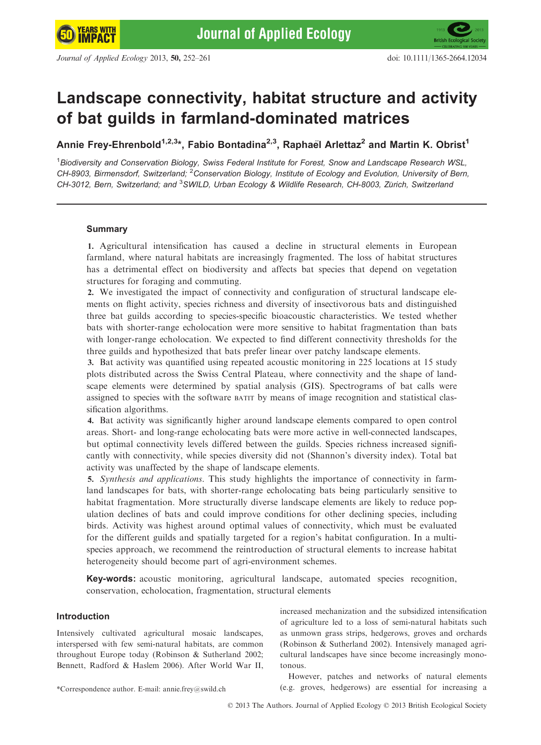# Landscape connectivity, habitat structure and activity of bat guilds in farmland-dominated matrices

**Annie Frey-Ehrenbold[1,2,3]*, Fabio Bontadina[2,3], Raphaël Arlettaz[2] and Martin K. Obrist[1]**

[1]*Biodiversity and Conservation Biology, Swiss Federal Institute for Forest, Snow and Landscape Research WSL, CH-8903, Birmensdorf, Switzerland;* [2]*Conservation Biology, Institute of Ecology and Evolution, University of Bern, CH-3012, Bern, Switzerland; and* [3]*SWILD, Urban Ecology & Wildlife Research, CH-8003, Zürich, Switzerland*

## Summary

**1.** Agricultural intensification has caused a decline in structural elements in European farmland, where natural habitats are increasingly fragmented. The loss of habitat structures has a detrimental effect on biodiversity and affects bat species that depend on vegetation structures for foraging and commuting.

**2.** We investigated the impact of connectivity and configuration of structural landscape elements on flight activity, species richness and diversity of insectivorous bats and distinguished three bat guilds according to species-specific bioacoustic characteristics. We tested whether bats with shorter-range echolocation were more sensitive to habitat fragmentation than bats with longer-range echolocation. We expected to find different connectivity thresholds for the three guilds and hypothesized that bats prefer linear over patchy landscape elements.

**3.** Bat activity was quantified using repeated acoustic monitoring in 225 locations at 15 study plots distributed across the Swiss Central Plateau, where connectivity and the shape of landscape elements were determined by spatial analysis (GIS). Spectrograms of bat calls were assigned to species with the software BATIT by means of image recognition and statistical classification algorithms.

**4.** Bat activity was significantly higher around landscape elements compared to open control areas. Short- and long-range echolocating bats were more active in well-connected landscapes, but optimal connectivity levels differed between the guilds. Species richness increased significantly with connectivity, while species diversity did not (Shannon's diversity index). Total bat activity was unaffected by the shape of landscape elements.

**5.** *Synthesis and applications*. This study highlights the importance of connectivity in farmland landscapes for bats, with shorter-range echolocating bats being particularly sensitive to habitat fragmentation. More structurally diverse landscape elements are likely to reduce population declines of bats and could improve conditions for other declining species, including birds. Activity was highest around optimal values of connectivity, which must be evaluated for the different guilds and spatially targeted for a region's habitat configuration. In a multi-species approach, we recommend the reintroduction of structural elements to increase habitat heterogeneity should become part of agri-environment schemes.

**Key-words:** acoustic monitoring, agricultural landscape, automated species recognition, conservation, echolocation, fragmentation, structural elements

## Introduction

Intensively cultivated agricultural mosaic landscapes, interspersed with few semi-natural habitats, are common throughout Europe today (Robinson & Sutherland 2002; Bennett, Radford & Haslem 2006). After World War II, increased mechanization and the subsidized intensification of agriculture led to a loss of semi-natural habitats such as unmown grass strips, hedgerows, groves and orchards (Robinson & Sutherland 2002). Intensively managed agricultural landscapes have since become increasingly monotonous.

However, patches and networks of natural elements (e.g. groves, hedgerows) are essential for increasing a

*Correspondence author. E-mail: annie.frey@swild.ch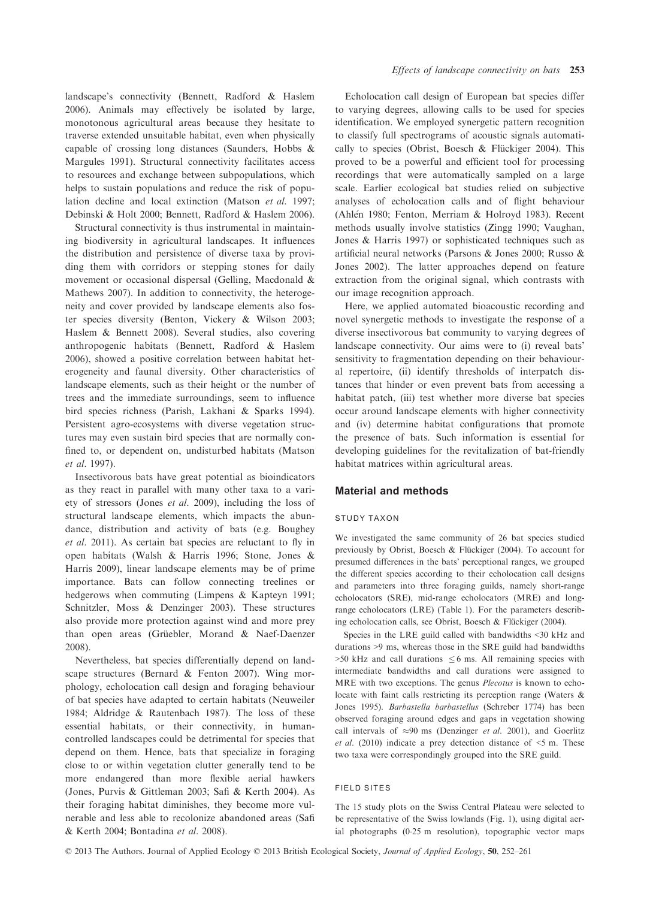landscape's connectivity (Bennett, Radford & Haslem 2006). Animals may effectively be isolated by large, monotonous agricultural areas because they hesitate to traverse extended unsuitable habitat, even when physically capable of crossing long distances (Saunders, Hobbs & Margules 1991). Structural connectivity facilitates access to resources and exchange between subpopulations, which helps to sustain populations and reduce the risk of population decline and local extinction (Matson *et al*. 1997; Debinski & Holt 2000; Bennett, Radford & Haslem 2006).

Structural connectivity is thus instrumental in maintaining biodiversity in agricultural landscapes. It influences the distribution and persistence of diverse taxa by providing them with corridors or stepping stones for daily movement or occasional dispersal (Gelling, Macdonald & Mathews 2007). In addition to connectivity, the heterogeneity and cover provided by landscape elements also foster species diversity (Benton, Vickery & Wilson 2003; Haslem & Bennett 2008). Several studies, also covering anthropogenic habitats (Bennett, Radford & Haslem 2006), showed a positive correlation between habitat heterogeneity and faunal diversity. Other characteristics of landscape elements, such as their height or the number of trees and the immediate surroundings, seem to influence bird species richness (Parish, Lakhani & Sparks 1994). Persistent agro-ecosystems with diverse vegetation structures may even sustain bird species that are normally confined to, or dependent on, undisturbed habitats (Matson *et al*. 1997).

Insectivorous bats have great potential as bioindicators as they react in parallel with many other taxa to a variety of stressors (Jones *et al*. 2009), including the loss of structural landscape elements, which impacts the abundance, distribution and activity of bats (e.g. Boughey *et al*. 2011). As certain bat species are reluctant to fly in open habitats (Walsh & Harris 1996; Stone, Jones & Harris 2009), linear landscape elements may be of prime importance. Bats can follow connecting treelines or hedgerows when commuting (Limpens & Kapteyn 1991; Schnitzler, Moss & Denzinger 2003). These structures also provide more protection against wind and more prey than open areas (Grüebler, Morand & Naef-Daenzer 2008).

Nevertheless, bat species differentially depend on landscape structures (Bernard & Fenton 2007). Wing morphology, echolocation call design and foraging behaviour of bat species have adapted to certain habitats (Neuweiler 1984; Aldridge & Rautenbach 1987). The loss of these essential habitats, or their connectivity, in human-controlled landscapes could be detrimental for species that depend on them. Hence, bats that specialize in foraging close to or within vegetation clutter generally tend to be more endangered than more flexible aerial hawkers (Jones, Purvis & Gittleman 2003; Safi & Kerth 2004). As their foraging habitat diminishes, they become more vulnerable and less able to recolonize abandoned areas (Safi & Kerth 2004; Bontadina *et al*. 2008).

Echolocation call design of European bat species differ to varying degrees, allowing calls to be used for species identification. We employed synergetic pattern recognition to classify full spectrograms of acoustic signals automatically to species (Obrist, Boesch & Flückiger 2004). This proved to be a powerful and efficient tool for processing recordings that were automatically sampled on a large scale. Earlier ecological bat studies relied on subjective analyses of echolocation calls and of flight behaviour (Ahlén 1980; Fenton, Merriam & Holroyd 1983). Recent methods usually involve statistics (Zingg 1990; Vaughan, Jones & Harris 1997) or sophisticated techniques such as artificial neural networks (Parsons & Jones 2000; Russo & Jones 2002). The latter approaches depend on feature extraction from the original signal, which contrasts with our image recognition approach.

Here, we applied automated bioacoustic recording and novel synergetic methods to investigate the response of a diverse insectivorous bat community to varying degrees of landscape connectivity. Our aims were to (i) reveal bats' sensitivity to fragmentation depending on their behavioural repertoire, (ii) identify thresholds of interpatch distances that hinder or even prevent bats from accessing a habitat patch, (iii) test whether more diverse bat species occur around landscape elements with higher connectivity and (iv) determine habitat configurations that promote the presence of bats. Such information is essential for developing guidelines for the revitalization of bat-friendly habitat matrices within agricultural areas.

## Material and methods

### STUDY TAXON

We investigated the same community of 26 bat species studied previously by Obrist, Boesch & Flückiger (2004). To account for presumed differences in the bats' perceptional ranges, we grouped the different species according to their echolocation call designs and parameters into three foraging guilds, namely short-range echolocators (SRE), mid-range echolocators (MRE) and long-range echolocators (LRE) (Table 1). For the parameters describing echolocation calls, see Obrist, Boesch & Flückiger (2004).

Species in the LRE guild called with bandwidths <30 kHz and durations >9 ms, whereas those in the SRE guild had bandwidths >50 kHz and call durations $\leq$6 ms. All remaining species with intermediate bandwidths and call durations were assigned to MRE with two exceptions. The genus *Plecotus* is known to echolocate with faint calls restricting its perception range (Waters & Jones 1995). *Barbastella barbastellus* (Schreber 1774) has been observed foraging around edges and gaps in vegetation showing call intervals of $\approx$90 ms (Denzinger *et al*. 2001), and Goerlitz *et al*. (2010) indicate a prey detection distance of <5 m. These two taxa were correspondingly grouped into the SRE guild.

### FIELD SITES

The 15 study plots on the Swiss Central Plateau were selected to be representative of the Swiss lowlands (Fig. 1), using digital aerial photographs (0·25 m resolution), topographic vector maps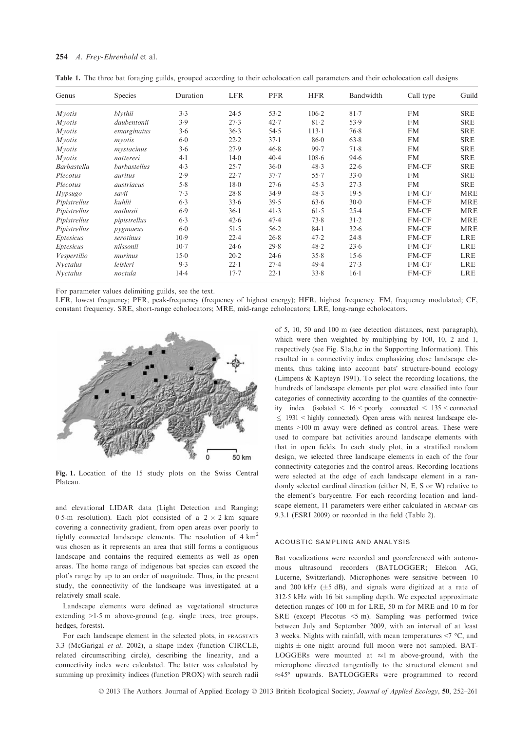**Table 1.** The three bat foraging guilds, grouped according to their echolocation call parameters and their echolocation call designs

| Genus | Species | Duration | LFR | PFR | HFR | Bandwidth | Call type | Guild |
|---|---|---|---|---|---|---|---|---|
| *Myotis* | *blythii* | 3·3 | 24·5 | 53·2 | 106·2 | 81·7 | FM | SRE |
| *Myotis* | *daubentonii* | 3·9 | 27·3 | 42·7 | 81·2 | 53·9 | FM | SRE |
| *Myotis* | *emarginatus* | 3·6 | 36·3 | 54·5 | 113·1 | 76·8 | FM | SRE |
| *Myotis* | *myotis* | 6·0 | 22·2 | 37·1 | 86·0 | 63·8 | FM | SRE |
| *Myotis* | *mystacinus* | 3·6 | 27·9 | 46·8 | 99·7 | 71·8 | FM | SRE |
| *Myotis* | *nattereri* | 4·1 | 14·0 | 40·4 | 108·6 | 94·6 | FM | SRE |
| *Barbastella* | *barbastellus* | 4·3 | 25·7 | 36·0 | 48·3 | 22·6 | FM-CF | SRE |
| *Plecotus* | *auritus* | 2·9 | 22·7 | 37·7 | 55·7 | 33·0 | FM | SRE |
| *Plecotus* | *austriacus* | 5·8 | 18·0 | 27·6 | 45·3 | 27·3 | FM | SRE |
| *Hypsugo* | *savii* | 7·3 | 28·8 | 34·9 | 48·3 | 19·5 | FM-CF | MRE |
| *Pipistrellus* | *kuhlii* | 6·3 | 33·6 | 39·5 | 63·6 | 30·0 | FM-CF | MRE |
| *Pipistrellus* | *nathusii* | 6·9 | 36·1 | 41·3 | 61·5 | 25·4 | FM-CF | MRE |
| *Pipistrellus* | *pipistrellus* | 6·3 | 42·6 | 47·4 | 73·8 | 31·2 | FM-CF | MRE |
| *Pipistrellus* | *pygmaeus* | 6·0 | 51·5 | 56·2 | 84·1 | 32·6 | FM-CF | MRE |
| *Eptesicus* | *serotinus* | 10·9 | 22·4 | 26·8 | 47·2 | 24·8 | FM-CF | LRE |
| *Eptesicus* | *nilssonii* | 10·7 | 24·6 | 29·8 | 48·2 | 23·6 | FM-CF | LRE |
| *Vespertilio* | *murinus* | 15·0 | 20·2 | 24·6 | 35·8 | 15·6 | FM-CF | LRE |
| *Nyctalus* | *leisleri* | 9·3 | 22·1 | 27·4 | 49·4 | 27·3 | FM-CF | LRE |
| *Nyctalus* | *noctula* | 14·4 | 17·7 | 22·1 | 33·8 | 16·1 | FM-CF | LRE |

For parameter values delimiting guilds, see the text.

LFR, lowest frequency; PFR, peak-frequency (frequency of highest energy); HFR, highest frequency. FM, frequency modulated; CF, constant frequency. SRE, short-range echolocators; MRE, mid-range echolocators; LRE, long-range echolocators.

**Fig. 1.** Location of the 15 study plots on the Swiss Central Plateau.

and elevational LIDAR data (Light Detection and Ranging; 0·5-m resolution). Each plot consisted of a 2 × 2 km square covering a connectivity gradient, from open areas over poorly to tightly connected landscape elements. The resolution of 4 km$^2$ was chosen as it represents an area that still forms a contiguous landscape and contains the required elements as well as open areas. The home range of indigenous bat species can exceed the plot's range by up to an order of magnitude. Thus, in the present study, the connectivity of the landscape was investigated at a relatively small scale.

Landscape elements were defined as vegetational structures extending >1·5 m above-ground (e.g. single trees, tree groups, hedges, forests).

For each landscape element in the selected plots, in FRAGSTATS 3.3 (McGarigal *et al.* 2002), a shape index (function CIRCLE, related circumscribing circle), describing the linearity, and a connectivity index were calculated. The latter was calculated by summing up proximity indices (function PROX) with search radii of 5, 10, 50 and 100 m (see detection distances, next paragraph), which were then weighted by multiplying by 100, 10, 2 and 1, respectively (see Fig. S1a,b,c in the Supporting Information). This resulted in a connectivity index emphasizing close landscape elements, thus taking into account bats' structure-bound ecology (Limpens & Kapteyn 1991). To select the recording locations, the hundreds of landscape elements per plot were classified into four categories of connectivity according to the quantiles of the connectivity index (isolated ≤ 16 < poorly connected ≤ 135 < connected ≤ 1931 < highly connected). Open areas with nearest landscape elements >100 m away were defined as control areas. These were used to compare bat activities around landscape elements with that in open fields. In each study plot, in a stratified random design, we selected three landscape elements in each of the four connectivity categories and the control areas. Recording locations were selected at the edge of each landscape element in a randomly selected cardinal direction (either N, E, S or W) relative to the element's barycentre. For each recording location and landscape element, 11 parameters were either calculated in ARCMAP GIS 9.3.1 (ESRI 2009) or recorded in the field (Table 2).

### ACOUSTIC SAMPLING AND ANALYSIS

Bat vocalizations were recorded and georeferenced with autonomous ultrasound recorders (BATLOGGER; Elekon AG, Lucerne, Switzerland). Microphones were sensitive between 10 and 200 kHz (±5 dB), and signals were digitized at a rate of 312·5 kHz with 16 bit sampling depth. We expected approximate detection ranges of 100 m for LRE, 50 m for MRE and 10 m for SRE (except Plecotus <5 m). Sampling was performed twice between July and September 2009, with an interval of at least 3 weeks. Nights with rainfall, with mean temperatures <7 °C, and nights ± one night around full moon were not sampled. BATLOGGERs were mounted at ≈1 m above-ground, with the microphone directed tangentially to the structural element and ≈45° upwards. BATLOGGERs were programmed to record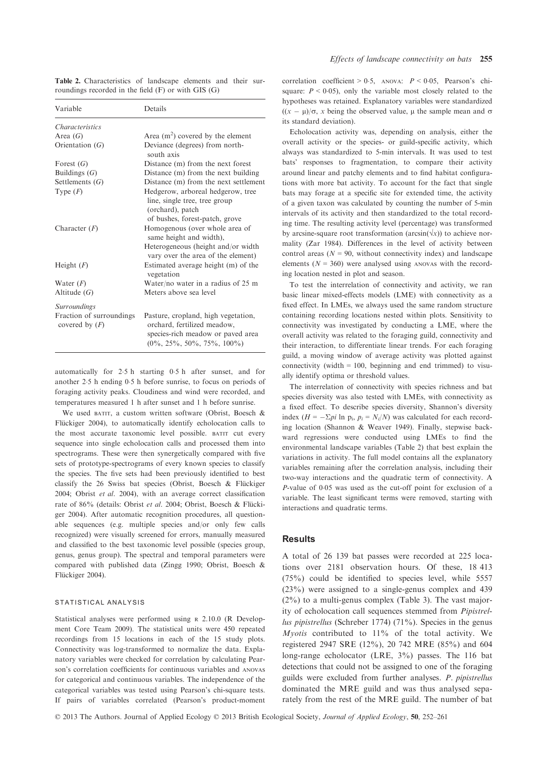**Table 2.** Characteristics of landscape elements and their surroundings recorded in the field (F) or with GIS (G)

| Variable | Details |
|---|---|
| *Characteristics* | |
| Area (*G*) | Area ($m^2$) covered by the element |
| Orientation (*G*) | Deviance (degrees) from north-south axis |
| Forest (*G*) | Distance (m) from the next forest |
| Buildings (*G*) | Distance (m) from the next building |
| Settlements (*G*) | Distance (m) from the next settlement |
| Type (*F*) | Hedgerow, arboreal hedgerow, tree line, single tree, tree group (orchard), patch of bushes, forest-patch, grove |
| Character (*F*) | Homogenous (over whole area of same height and width), Heterogeneous (height and/or width vary over the area of the element) |
| Height (*F*) | Estimated average height (m) of the vegetation |
| Water (*F*) | Water/no water in a radius of 25 m |
| Altitude (*G*) | Meters above sea level |
| *Surroundings* | |
| Fraction of surroundings covered by (*F*) | Pasture, cropland, high vegetation, orchard, fertilized meadow, species-rich meadow or paved area (0%, 25%, 50%, 75%, 100%) |

automatically for 2·5 h starting 0·5 h after sunset, and for another 2·5 h ending 0·5 h before sunrise, to focus on periods of foraging activity peaks. Cloudiness and wind were recorded, and temperatures measured 1 h after sunset and 1 h before sunrise.

We used BATIT, a custom written software (Obrist, Boesch & Flückiger 2004), to automatically identify echolocation calls to the most accurate taxonomic level possible. BATIT cut every sequence into single echolocation calls and processed them into spectrograms. These were then synergetically compared with five sets of prototype-spectrograms of every known species to classify the species. The five sets had been previously identified to best classify the 26 Swiss bat species (Obrist, Boesch & Flückiger 2004; Obrist *et al*. 2004), with an average correct classification rate of 86% (details: Obrist *et al*. 2004; Obrist, Boesch & Flückiger 2004). After automatic recognition procedures, all questionable sequences (e.g. multiple species and/or only few calls recognized) were visually screened for errors, manually measured and classified to the best taxonomic level possible (species group, genus, genus group). The spectral and temporal parameters were compared with published data (Zingg 1990; Obrist, Boesch & Flückiger 2004).

### STATISTICAL ANALYSIS

Statistical analyses were performed using R 2.10.0 (R Development Core Team 2009). The statistical units were 450 repeated recordings from 15 locations in each of the 15 study plots. Connectivity was log-transformed to normalize the data. Explanatory variables were checked for correlation by calculating Pearson's correlation coefficients for continuous variables and ANOVAS for categorical and continuous variables. The independence of the categorical variables was tested using Pearson's chi-square tests. If pairs of variables correlated (Pearson's product-moment correlation coefficient > 0·5, ANOVA: $P < 0{\cdot}05$, Pearson's chi-square: $P < 0{\cdot}05$), only the variable most closely related to the hypotheses was retained. Explanatory variables were standardized ($(x - \mu)/\sigma$, $x$ being the observed value, $\mu$ the sample mean and $\sigma$ its standard deviation).

Echolocation activity was, depending on analysis, either the overall activity or the species- or guild-specific activity, which always was standardized to 5-min intervals. It was used to test bats' responses to fragmentation, to compare their activity around linear and patchy elements and to find habitat configurations with more bat activity. To account for the fact that single bats may forage at a specific site for extended time, the activity of a given taxon was calculated by counting the number of 5-min intervals of its activity and then standardized to the total recording time. The resulting activity level (percentage) was transformed by arcsine-square root transformation ($\arcsin(\sqrt{x})$) to achieve normality (Zar 1984). Differences in the level of activity between control areas ($N = 90$, without connectivity index) and landscape elements ($N = 360$) were analysed using ANOVAS with the recording location nested in plot and season.

To test the interrelation of connectivity and activity, we ran basic linear mixed-effects models (LME) with connectivity as a fixed effect. In LMEs, we always used the same random structure containing recording locations nested within plots. Sensitivity to connectivity was investigated by conducting a LME, where the overall activity was related to the foraging guild, connectivity and their interaction, to differentiate linear trends. For each foraging guild, a moving window of average activity was plotted against connectivity (width = 100, beginning and end trimmed) to visually identify optima or threshold values.

The interrelation of connectivity with species richness and bat species diversity was also tested with LMEs, with connectivity as a fixed effect. To describe species diversity, Shannon's diversity index ($H = -\Sigma pi \ln p_i$, $p_i = N_i/N$) was calculated for each recording location (Shannon & Weaver 1949). Finally, stepwise backward regressions were conducted using LMEs to find the environmental landscape variables (Table 2) that best explain the variations in activity. The full model contains all the explanatory variables remaining after the correlation analysis, including their two-way interactions and the quadratic term of connectivity. A *P*-value of 0·05 was used as the cut-off point for exclusion of a variable. The least significant terms were removed, starting with interactions and quadratic terms.

## Results

A total of 26 139 bat passes were recorded at 225 locations over 2181 observation hours. Of these, 18 413 (75%) could be identified to species level, while 5557 (23%) were assigned to a single-genus complex and 439 (2%) to a multi-genus complex (Table 3). The vast majority of echolocation call sequences stemmed from *Pipistrellus pipistrellus* (Schreber 1774) (71%). Species in the genus *Myotis* contributed to 11% of the total activity. We registered 2947 SRE (12%), 20 742 MRE (85%) and 604 long-range echolocator (LRE, 3%) passes. The 116 bat detections that could not be assigned to one of the foraging guilds were excluded from further analyses. *P. pipistrellus* dominated the MRE guild and was thus analysed separately from the rest of the MRE guild. The number of bat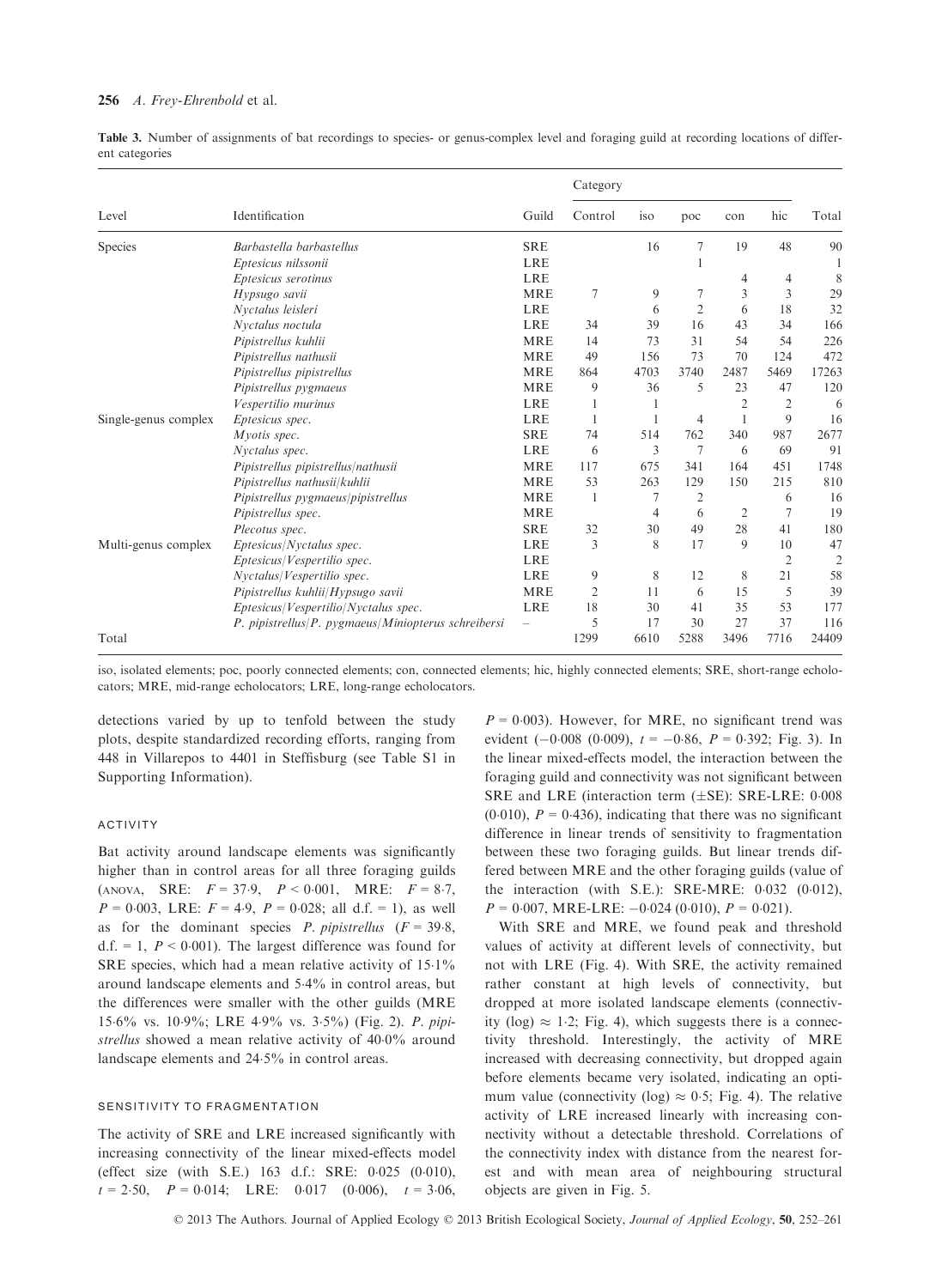**Table 3.** Number of assignments of bat recordings to species- or genus-complex level and foraging guild at recording locations of different categories

| Level | Identification | Guild | Category | | | | | Total |
|---|---|---|---|---|---|---|---|---|
| | | | Control | iso | poc | con | hic | |
| Species | *Barbastella barbastellus* | SRE | | 16 | 7 | 19 | 48 | 90 |
| | *Eptesicus nilssonii* | LRE | | | 1 | | | 1 |
| | *Eptesicus serotinus* | LRE | | | | 4 | 4 | 8 |
| | *Hypsugo savii* | MRE | 7 | 9 | 7 | 3 | 3 | 29 |
| | *Nyctalus leisleri* | LRE | | 6 | 2 | 6 | 18 | 32 |
| | *Nyctalus noctula* | LRE | 34 | 39 | 16 | 43 | 34 | 166 |
| | *Pipistrellus kuhlii* | MRE | 14 | 73 | 31 | 54 | 54 | 226 |
| | *Pipistrellus nathusii* | MRE | 49 | 156 | 73 | 70 | 124 | 472 |
| | *Pipistrellus pipistrellus* | MRE | 864 | 4703 | 3740 | 2487 | 5469 | 17263 |
| | *Pipistrellus pygmaeus* | MRE | 9 | 36 | 5 | 23 | 47 | 120 |
| | *Vespertilio murinus* | LRE | 1 | 1 | | 2 | 2 | 6 |
| Single-genus complex | *Eptesicus spec.* | LRE | 1 | 1 | 4 | 1 | 9 | 16 |
| | *Myotis spec.* | SRE | 74 | 514 | 762 | 340 | 987 | 2677 |
| | *Nyctalus spec.* | LRE | 6 | 3 | 7 | 6 | 69 | 91 |
| | *Pipistrellus pipistrellus/nathusii* | MRE | 117 | 675 | 341 | 164 | 451 | 1748 |
| | *Pipistrellus nathusii/kuhlii* | MRE | 53 | 263 | 129 | 150 | 215 | 810 |
| | *Pipistrellus pygmaeus/pipistrellus* | MRE | 1 | 7 | 2 | | 6 | 16 |
| | *Pipistrellus spec.* | MRE | | 4 | 6 | 2 | 7 | 19 |
| | *Plecotus spec.* | SRE | 32 | 30 | 49 | 28 | 41 | 180 |
| Multi-genus complex | *Eptesicus/Nyctalus spec.* | LRE | 3 | 8 | 17 | 9 | 10 | 47 |
| | *Eptesicus/Vespertilio spec.* | LRE | | | | | 2 | 2 |
| | *Nyctalus/Vespertilio spec.* | LRE | 9 | 8 | 12 | 8 | 21 | 58 |
| | *Pipistrellus kuhlii/Hypsugo savii* | MRE | 2 | 11 | 6 | 15 | 5 | 39 |
| | *Eptesicus/Vespertilio/Nyctalus spec.* | LRE | 18 | 30 | 41 | 35 | 53 | 177 |
| | *P. pipistrellus/P. pygmaeus/Miniopterus schreibersi* | – | 5 | 17 | 30 | 27 | 37 | 116 |
| Total | | | 1299 | 6610 | 5288 | 3496 | 7716 | 24409 |

iso, isolated elements; poc, poorly connected elements; con, connected elements; hic, highly connected elements; SRE, short-range echolocators; MRE, mid-range echolocators; LRE, long-range echolocators.

detections varied by up to tenfold between the study plots, despite standardized recording efforts, ranging from 448 in Villarepos to 4401 in Steffisburg (see Table S1 in Supporting Information).

### ACTIVITY

Bat activity around landscape elements was significantly higher than in control areas for all three foraging guilds (ANOVA, SRE: $F = 37{\cdot}9$, $P < 0{\cdot}001$, MRE: $F = 8{\cdot}7$, $P = 0{\cdot}003$, LRE: $F = 4{\cdot}9$, $P = 0{\cdot}028$; all d.f. = 1), as well as for the dominant species *P. pipistrellus* ($F = 39{\cdot}8$, d.f. = 1, $P < 0{\cdot}001$). The largest difference was found for SRE species, which had a mean relative activity of 15·1% around landscape elements and 5·4% in control areas, but the differences were smaller with the other guilds (MRE 15·6% vs. 10·9%; LRE 4·9% vs. 3·5%) (Fig. 2). *P. pipistrellus* showed a mean relative activity of 40·0% around landscape elements and 24·5% in control areas.

### SENSITIVITY TO FRAGMENTATION

The activity of SRE and LRE increased significantly with increasing connectivity of the linear mixed-effects model (effect size (with S.E.) 163 d.f.: SRE: 0·025 (0·010), $t = 2{\cdot}50$, $P = 0{\cdot}014$; LRE: 0·017 (0·006), $t = 3{\cdot}06$, $P = 0{\cdot}003$). However, for MRE, no significant trend was evident (−0·008 (0·009), $t = -0{\cdot}86$, $P = 0{\cdot}392$; Fig. 3). In the linear mixed-effects model, the interaction between the foraging guild and connectivity was not significant between SRE and LRE (interaction term (±SE): SRE-LRE: 0·008 (0·010), $P = 0{\cdot}436$), indicating that there was no significant difference in linear trends of sensitivity to fragmentation between these two foraging guilds. But linear trends differed between MRE and the other foraging guilds (value of the interaction (with S.E.): SRE-MRE: 0·032 (0·012), $P = 0{\cdot}007$, MRE-LRE: −0·024 (0·010), $P = 0{\cdot}021$).

With SRE and MRE, we found peak and threshold values of activity at different levels of connectivity, but not with LRE (Fig. 4). With SRE, the activity remained rather constant at high levels of connectivity, but dropped at more isolated landscape elements (connectivity (log) ≈ 1·2; Fig. 4), which suggests there is a connectivity threshold. Interestingly, the activity of MRE increased with decreasing connectivity, but dropped again before elements became very isolated, indicating an optimum value (connectivity (log) ≈ 0·5; Fig. 4). The relative activity of LRE increased linearly with increasing connectivity without a detectable threshold. Correlations of the connectivity index with distance from the nearest forest and with mean area of neighbouring structural objects are given in Fig. 5.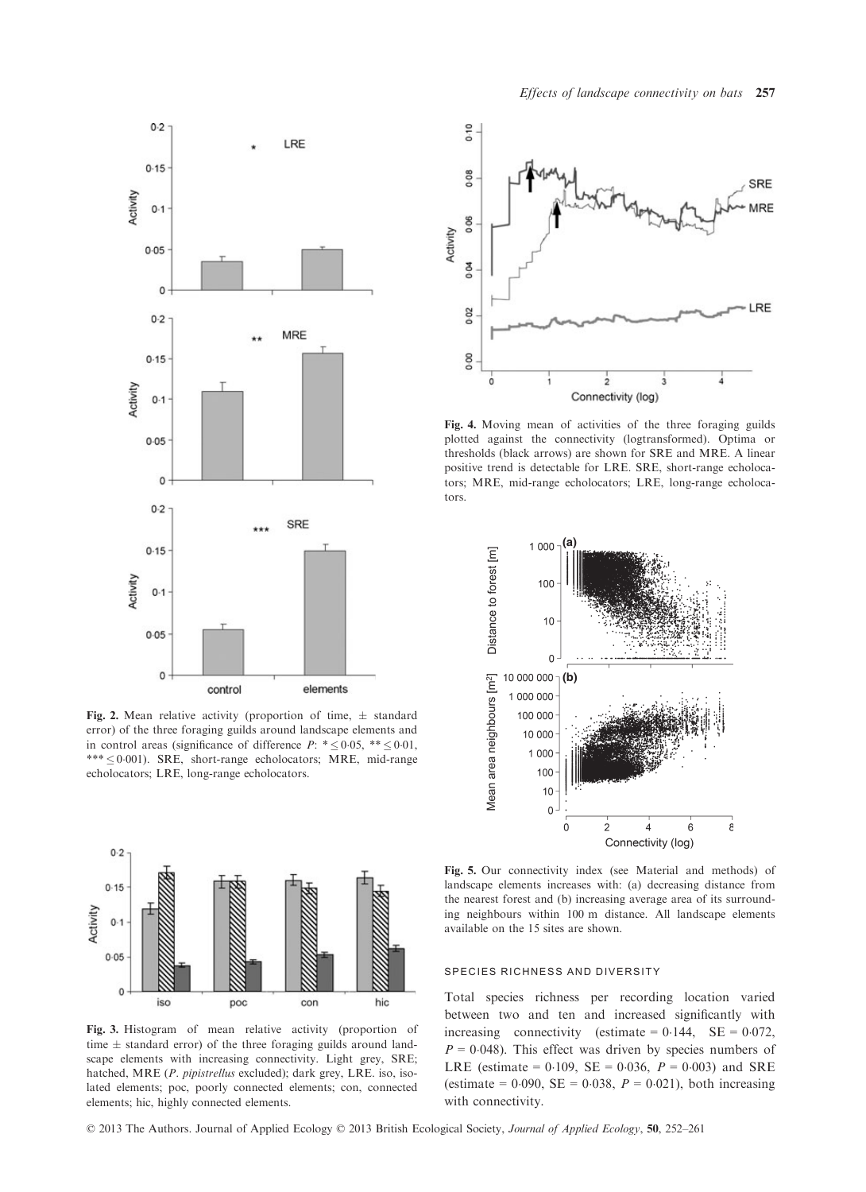Fig. 2. Mean relative activity (proportion of time, ± standard error) of the three foraging guilds around landscape elements and in control areas (significance of difference $P$: * ≤ 0·05, ** ≤ 0·01, *** ≤ 0·001). SRE, short-range echolocators; MRE, mid-range echolocators; LRE, long-range echolocators.

Fig. 3. Histogram of mean relative activity (proportion of time ± standard error) of the three foraging guilds around landscape elements with increasing connectivity. Light grey, SRE; hatched, MRE (*P. pipistrellus* excluded); dark grey, LRE. iso, isolated elements; poc, poorly connected elements; con, connected elements; hic, highly connected elements.

Fig. 4. Moving mean of activities of the three foraging guilds plotted against the connectivity (logtransformed). Optima or thresholds (black arrows) are shown for SRE and MRE. A linear positive trend is detectable for LRE. SRE, short-range echolocators; MRE, mid-range echolocators; LRE, long-range echolocators.

Fig. 5. Our connectivity index (see Material and methods) of landscape elements increases with: (a) decreasing distance from the nearest forest and (b) increasing average area of its surrounding neighbours within 100 m distance. All landscape elements available on the 15 sites are shown.

### SPECIES RICHNESS AND DIVERSITY

Total species richness per recording location varied between two and ten and increased significantly with increasing connectivity (estimate = 0·144, SE = 0·072, $P$ = 0·048). This effect was driven by species numbers of LRE (estimate = 0·109, SE = 0·036, $P$ = 0·003) and SRE (estimate = 0·090, SE = 0·038, $P$ = 0·021), both increasing with connectivity.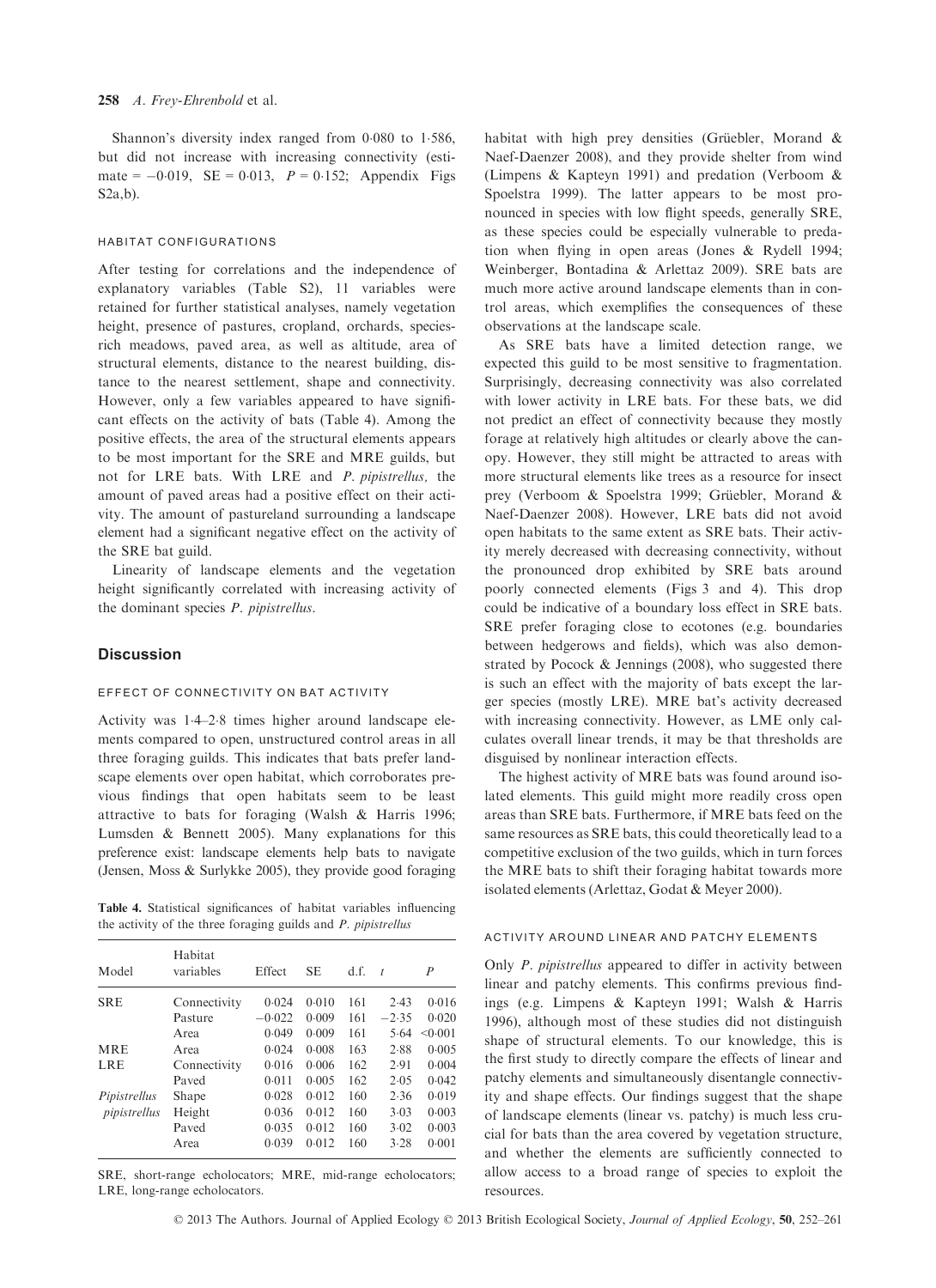Shannon's diversity index ranged from 0·080 to 1·586, but did not increase with increasing connectivity (estimate = −0·019, SE = 0·013, $P = 0·152$; Appendix Figs S2a,b).

### HABITAT CONFIGURATIONS

After testing for correlations and the independence of explanatory variables (Table S2), 11 variables were retained for further statistical analyses, namely vegetation height, presence of pastures, cropland, orchards, species-rich meadows, paved area, as well as altitude, area of structural elements, distance to the nearest building, distance to the nearest settlement, shape and connectivity. However, only a few variables appeared to have significant effects on the activity of bats (Table 4). Among the positive effects, the area of the structural elements appears to be most important for the SRE and MRE guilds, but not for LRE bats. With LRE and *P. pipistrellus,* the amount of paved areas had a positive effect on their activity. The amount of pastureland surrounding a landscape element had a significant negative effect on the activity of the SRE bat guild.

Linearity of landscape elements and the vegetation height significantly correlated with increasing activity of the dominant species *P. pipistrellus*.

## Discussion

### EFFECT OF CONNECTIVITY ON BAT ACTIVITY

Activity was 1·4–2·8 times higher around landscape elements compared to open, unstructured control areas in all three foraging guilds. This indicates that bats prefer landscape elements over open habitat, which corroborates previous findings that open habitats seem to be least attractive to bats for foraging (Walsh & Harris 1996; Lumsden & Bennett 2005). Many explanations for this preference exist: landscape elements help bats to navigate (Jensen, Moss & Surlykke 2005), they provide good foraging habitat with high prey densities (Grüebler, Morand & Naef-Daenzer 2008), and they provide shelter from wind (Limpens & Kapteyn 1991) and predation (Verboom & Spoelstra 1999). The latter appears to be most pronounced in species with low flight speeds, generally SRE, as these species could be especially vulnerable to predation when flying in open areas (Jones & Rydell 1994; Weinberger, Bontadina & Arlettaz 2009). SRE bats are much more active around landscape elements than in control areas, which exemplifies the consequences of these observations at the landscape scale.

As SRE bats have a limited detection range, we expected this guild to be most sensitive to fragmentation. Surprisingly, decreasing connectivity was also correlated with lower activity in LRE bats. For these bats, we did not predict an effect of connectivity because they mostly forage at relatively high altitudes or clearly above the canopy. However, they still might be attracted to areas with more structural elements like trees as a resource for insect prey (Verboom & Spoelstra 1999; Grüebler, Morand & Naef-Daenzer 2008). However, LRE bats did not avoid open habitats to the same extent as SRE bats. Their activity merely decreased with decreasing connectivity, without the pronounced drop exhibited by SRE bats around poorly connected elements (Figs 3 and 4). This drop could be indicative of a boundary loss effect in SRE bats. SRE prefer foraging close to ecotones (e.g. boundaries between hedgerows and fields), which was also demonstrated by Pocock & Jennings (2008), who suggested there is such an effect with the majority of bats except the larger species (mostly LRE). MRE bat's activity decreased with increasing connectivity. However, as LME only calculates overall linear trends, it may be that thresholds are disguised by nonlinear interaction effects.

The highest activity of MRE bats was found around isolated elements. This guild might more readily cross open areas than SRE bats. Furthermore, if MRE bats feed on the same resources as SRE bats, this could theoretically lead to a competitive exclusion of the two guilds, which in turn forces the MRE bats to shift their foraging habitat towards more isolated elements (Arlettaz, Godat & Meyer 2000).

**Table 4.** Statistical significances of habitat variables influencing the activity of the three foraging guilds and *P. pipistrellus*

| Model | Habitat variables | Effect | SE | d.f. | $t$ | $P$ |
|---|---|---|---|---|---|---|
| SRE | Connectivity | 0·024 | 0·010 | 161 | 2·43 | 0·016 |
| | Pasture | −0·022 | 0·009 | 161 | −2·35 | 0·020 |
| | Area | 0·049 | 0·009 | 161 | 5·64 | <0·001 |
| MRE | Area | 0·024 | 0·008 | 163 | 2·88 | 0·005 |
| LRE | Connectivity | 0·016 | 0·006 | 162 | 2·91 | 0·004 |
| | Paved | 0·011 | 0·005 | 162 | 2·05 | 0·042 |
| *Pipistrellus pipistrellus* | Shape | 0·028 | 0·012 | 160 | 2·36 | 0·019 |
| | Height | 0·036 | 0·012 | 160 | 3·03 | 0·003 |
| | Paved | 0·035 | 0·012 | 160 | 3·02 | 0·003 |
| | Area | 0·039 | 0·012 | 160 | 3·28 | 0·001 |

SRE, short-range echolocators; MRE, mid-range echolocators; LRE, long-range echolocators.

### ACTIVITY AROUND LINEAR AND PATCHY ELEMENTS

Only *P. pipistrellus* appeared to differ in activity between linear and patchy elements. This confirms previous findings (e.g. Limpens & Kapteyn 1991; Walsh & Harris 1996), although most of these studies did not distinguish shape of structural elements. To our knowledge, this is the first study to directly compare the effects of linear and patchy elements and simultaneously disentangle connectivity and shape effects. Our findings suggest that the shape of landscape elements (linear vs. patchy) is much less crucial for bats than the area covered by vegetation structure, and whether the elements are sufficiently connected to allow access to a broad range of species to exploit the resources.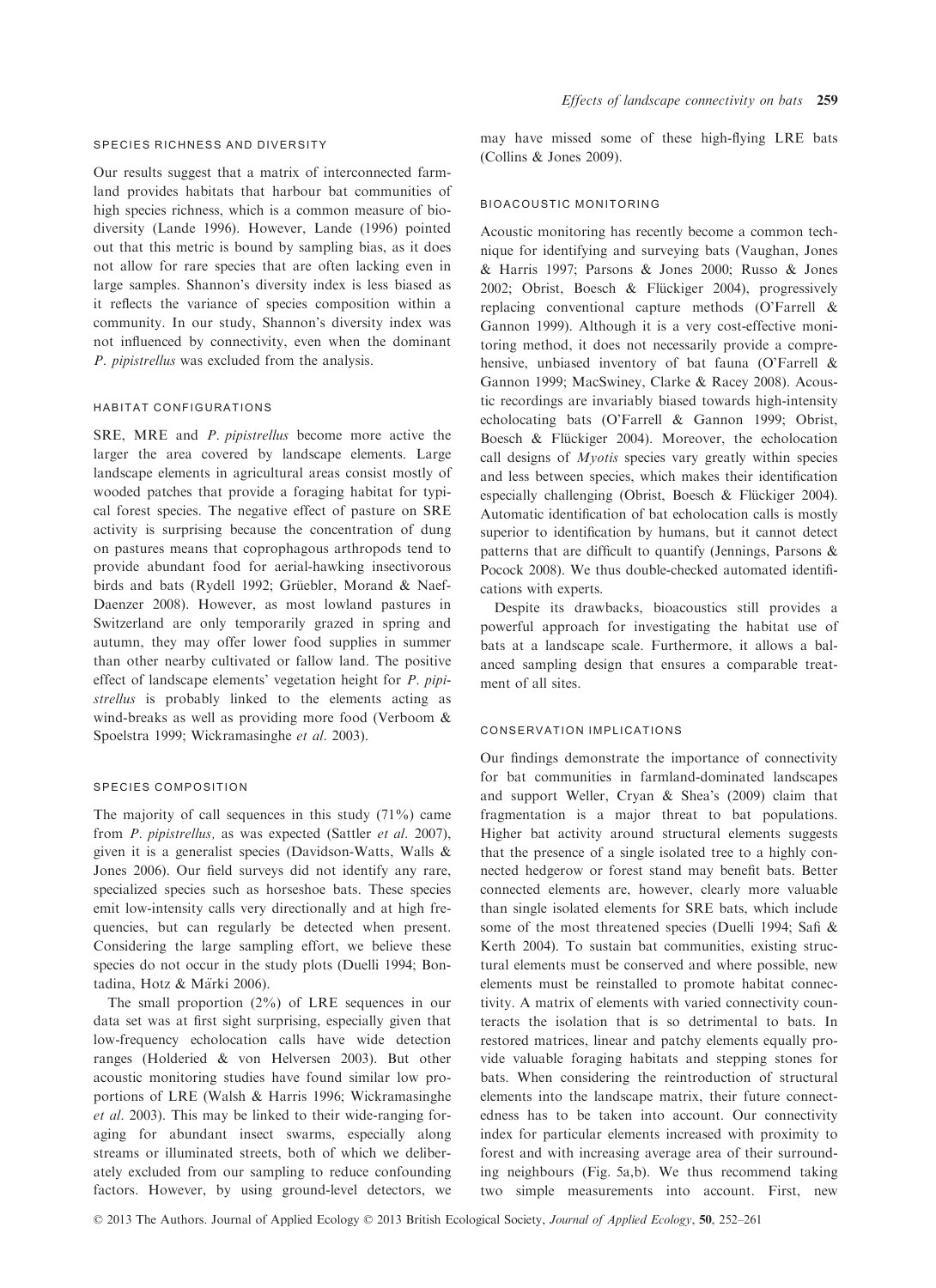### SPECIES RICHNESS AND DIVERSITY

Our results suggest that a matrix of interconnected farmland provides habitats that harbour bat communities of high species richness, which is a common measure of biodiversity (Lande 1996). However, Lande (1996) pointed out that this metric is bound by sampling bias, as it does not allow for rare species that are often lacking even in large samples. Shannon's diversity index is less biased as it reflects the variance of species composition within a community. In our study, Shannon's diversity index was not influenced by connectivity, even when the dominant *P. pipistrellus* was excluded from the analysis.

### HABITAT CONFIGURATIONS

SRE, MRE and *P. pipistrellus* become more active the larger the area covered by landscape elements. Large landscape elements in agricultural areas consist mostly of wooded patches that provide a foraging habitat for typical forest species. The negative effect of pasture on SRE activity is surprising because the concentration of dung on pastures means that coprophagous arthropods tend to provide abundant food for aerial-hawking insectivorous birds and bats (Rydell 1992; Grüebler, Morand & Naef-Daenzer 2008). However, as most lowland pastures in Switzerland are only temporarily grazed in spring and autumn, they may offer lower food supplies in summer than other nearby cultivated or fallow land. The positive effect of landscape elements' vegetation height for *P. pipistrellus* is probably linked to the elements acting as wind-breaks as well as providing more food (Verboom & Spoelstra 1999; Wickramasinghe *et al*. 2003).

### SPECIES COMPOSITION

The majority of call sequences in this study (71%) came from *P. pipistrellus,* as was expected (Sattler *et al*. 2007), given it is a generalist species (Davidson-Watts, Walls & Jones 2006). Our field surveys did not identify any rare, specialized species such as horseshoe bats. These species emit low-intensity calls very directionally and at high frequencies, but can regularly be detected when present. Considering the large sampling effort, we believe these species do not occur in the study plots (Duelli 1994; Bontadina, Hotz & Märki 2006).

The small proportion (2%) of LRE sequences in our data set was at first sight surprising, especially given that low-frequency echolocation calls have wide detection ranges (Holderied & von Helversen 2003). But other acoustic monitoring studies have found similar low proportions of LRE (Walsh & Harris 1996; Wickramasinghe *et al*. 2003). This may be linked to their wide-ranging foraging for abundant insect swarms, especially along streams or illuminated streets, both of which we deliberately excluded from our sampling to reduce confounding factors. However, by using ground-level detectors, we may have missed some of these high-flying LRE bats (Collins & Jones 2009).

### BIOACOUSTIC MONITORING

Acoustic monitoring has recently become a common technique for identifying and surveying bats (Vaughan, Jones & Harris 1997; Parsons & Jones 2000; Russo & Jones 2002; Obrist, Boesch & Flückiger 2004), progressively replacing conventional capture methods (O'Farrell & Gannon 1999). Although it is a very cost-effective monitoring method, it does not necessarily provide a comprehensive, unbiased inventory of bat fauna (O'Farrell & Gannon 1999; MacSwiney, Clarke & Racey 2008). Acoustic recordings are invariably biased towards high-intensity echolocating bats (O'Farrell & Gannon 1999; Obrist, Boesch & Flückiger 2004). Moreover, the echolocation call designs of *Myotis* species vary greatly within species and less between species, which makes their identification especially challenging (Obrist, Boesch & Flückiger 2004). Automatic identification of bat echolocation calls is mostly superior to identification by humans, but it cannot detect patterns that are difficult to quantify (Jennings, Parsons & Pocock 2008). We thus double-checked automated identifications with experts.

Despite its drawbacks, bioacoustics still provides a powerful approach for investigating the habitat use of bats at a landscape scale. Furthermore, it allows a balanced sampling design that ensures a comparable treatment of all sites.

### CONSERVATION IMPLICATIONS

Our findings demonstrate the importance of connectivity for bat communities in farmland-dominated landscapes and support Weller, Cryan & Shea's (2009) claim that fragmentation is a major threat to bat populations. Higher bat activity around structural elements suggests that the presence of a single isolated tree to a highly connected hedgerow or forest stand may benefit bats. Better connected elements are, however, clearly more valuable than single isolated elements for SRE bats, which include some of the most threatened species (Duelli 1994; Safi & Kerth 2004). To sustain bat communities, existing structural elements must be conserved and where possible, new elements must be reinstalled to promote habitat connectivity. A matrix of elements with varied connectivity counteracts the isolation that is so detrimental to bats. In restored matrices, linear and patchy elements equally provide valuable foraging habitats and stepping stones for bats. When considering the reintroduction of structural elements into the landscape matrix, their future connectedness has to be taken into account. Our connectivity index for particular elements increased with proximity to forest and with increasing average area of their surrounding neighbours (Fig. 5a,b). We thus recommend taking two simple measurements into account. First, new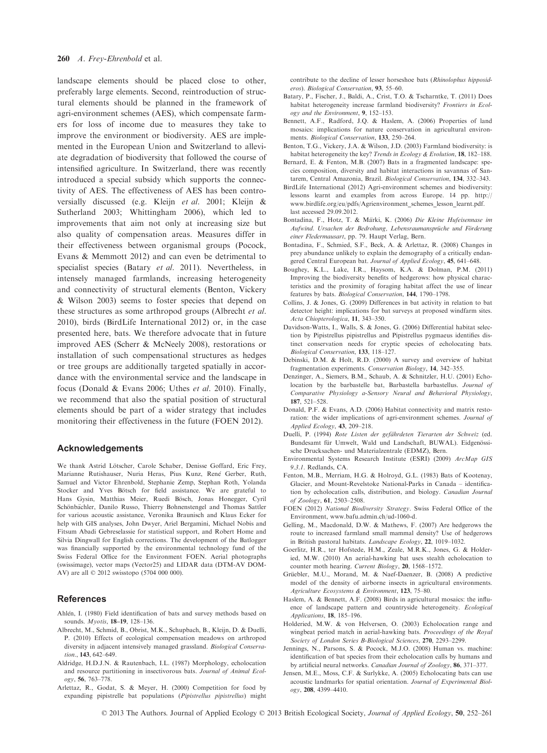landscape elements should be placed close to other, preferably large elements. Second, reintroduction of structural elements should be planned in the framework of agri-environment schemes (AES), which compensate farmers for loss of income due to measures they take to improve the environment or biodiversity. AES are implemented in the European Union and Switzerland to alleviate degradation of biodiversity that followed the course of intensified agriculture. In Switzerland, there was recently introduced a special subsidy which supports the connectivity of AES. The effectiveness of AES has been controversially discussed (e.g. Kleijn *et al.* 2001; Kleijn & Sutherland 2003; Whittingham 2006), which led to improvements that aim not only at increasing size but also quality of compensation areas. Measures differ in their effectiveness between organismal groups (Pocock, Evans & Memmott 2012) and can even be detrimental to specialist species (Batary *et al.* 2011). Nevertheless, in intensely managed farmlands, increasing heterogeneity and connectivity of structural elements (Benton, Vickery & Wilson 2003) seems to foster species that depend on these structures as some arthropod groups (Albrecht *et al.* 2010), birds (BirdLife International 2012) or, in the case presented here, bats. We therefore advocate that in future improved AES (Scherr & McNeely 2008), restorations or installation of such compensational structures as hedges or tree groups are additionally targeted spatially in accordance with the environmental service and the landscape in focus (Donald & Evans 2006; Uthes *et al.* 2010). Finally, we recommend that also the spatial position of structural elements should be part of a wider strategy that includes monitoring their effectiveness in the future (FOEN 2012).

## Acknowledgements

We thank Astrid Lötscher, Carole Schaber, Denisse Goffard, Eric Frey, Marianne Rutishauser, Nuria Heras, Pius Kunz, René Gerber, Ruth, Samuel and Victor Ehrenbold, Stephanie Zemp, Stephan Roth, Yolanda Stocker and Yves Bötsch for field assistance. We are grateful to Hans Gysin, Matthias Meier, Ruedi Bösch, Jonas Honegger, Cyril Schönbächler, Danilo Russo, Thierry Bohnenstengel and Thomas Sattler for various acoustic assistance, Veronika Braunisch and Klaus Ecker for help with GIS analyses, John Dwyer, Ariel Bergamini, Michael Nobis and Fitsum Abadi Gebreselassie for statistical support, and Robert Home and Silvia Dingwall for English corrections. The development of the Batlogger was financially supported by the environmental technology fund of the Swiss Federal Office for the Environment FOEN. Aerial photographs (swissimage), vector maps (Vector25) and LIDAR data (DTM-AV DOM-AV) are all © 2012 swisstopo (5704 000 000).

## References

Ahlén, I. (1980) Field identification of bats and survey methods based on sounds. *Myotis*, **18–19**, 128–136.

Albrecht, M., Schmid, B., Obrist, M.K., Schupbach, B., Kleijn, D. & Duelli, P. (2010) Effects of ecological compensation meadows on arthropod diversity in adjacent intensively managed grassland. *Biological Conservation*., **143**, 642–649.

Aldridge, H.D.J.N. & Rautenbach, I.L. (1987) Morphology, echolocation and resource partitioning in insectivorous bats. *Journal of Animal Ecology*, **56**, 763–778.

Arlettaz, R., Godat, S. & Meyer, H. (2000) Competition for food by expanding pipistrelle bat populations (*Pipistrellus pipistrellus*) might contribute to the decline of lesser horseshoe bats (*Rhinolophus hipposideros*). *Biological Conservation*, **93**, 55–60.

Batary, P., Fischer, J., Baldi, A., Crist, T.O. & Tscharntke, T. (2011) Does habitat heterogeneity increase farmland biodiversity? *Frontiers in Ecology and the Environment*, **9**, 152–153.

Bennett, A.F., Radford, J.Q. & Haslem, A. (2006) Properties of land mosaics: implications for nature conservation in agricultural environments. *Biological Conservation*, **133**, 250–264.

Benton, T.G., Vickery, J.A. & Wilson, J.D. (2003) Farmland biodiversity: is habitat heterogeneity the key? *Trends in Ecology & Evolution*, **18**, 182–188.

Bernard, E. & Fenton, M.B. (2007) Bats in a fragmented landscape: species composition, diversity and habitat interactions in savannas of Santarem, Central Amazonia, Brazil. *Biological Conservation*, **134**, 332–343.

BirdLife International (2012) Agri-environment schemes and biodiversity: lessons learnt and examples from across Europe. 14 pp. http://www.birdlife.org/eu/pdfs/Agrienvironment_schemes_lesson_learnt.pdf. last accessed 29.09.2012.

Bontadina, F., Hotz, T. & Märki, K. (2006) *Die Kleine Hufeisennase im Aufwind. Ursachen der Bedrohung, Lebensraumansprüche und Förderung einer Fledermausart*, pp. 79. Haupt Verlag, Bern.

Bontadina, F., Schmied, S.F., Beck, A. & Arlettaz, R. (2008) Changes in prey abundance unlikely to explain the demography of a critically endangered Central European bat. *Journal of Applied Ecology*, **45**, 641–648.

Boughey, K.L., Lake, I.R., Haysom, K.A. & Dolman, P.M. (2011) Improving the biodiversity benefits of hedgerows: how physical characteristics and the proximity of foraging habitat affect the use of linear features by bats. *Biological Conservation*, **144**, 1790–1798.

Collins, J. & Jones, G. (2009) Differences in bat activity in relation to bat detector height: implications for bat surveys at proposed windfarm sites. *Acta Chiopterologica*, **11**, 343–350.

Davidson-Watts, I., Walls, S. & Jones, G. (2006) Differential habitat selection by Pipistrellus pipistrellus and Pipistrellus pygmaeus identifies distinct conservation needs for cryptic species of echolocating bats. *Biological Conservation*, **133**, 118–127.

Debinski, D.M. & Holt, R.D. (2000) A survey and overview of habitat fragmentation experiments. *Conservation Biology*, **14**, 342–355.

Denzinger, A., Siemers, B.M., Schaub, A. & Schnitzler, H.U. (2001) Echolocation by the barbastelle bat, Barbastella barbastellus. *Journal of Comparative Physiology a-Sensory Neural and Behavioral Physiology*, **187**, 521–528.

Donald, P.F. & Evans, A.D. (2006) Habitat connectivity and matrix restoration: the wider implications of agri-environment schemes. *Journal of Applied Ecology*, **43**, 209–218.

Duelli, P. (1994) *Rote Listen der gefährdeten Tierarten der Schweiz* (ed. Bundesamt für Umwelt, Wald und Landschaft, BUWAL). Eidgenössische Drucksachen- und Materialzentrale (EDMZ), Bern.

Environmental Systems Research Institute (ESRI) (2009) *ArcMap GIS 9.3.1*. Redlands, CA.

Fenton, M.B., Merriam, H.G. & Holroyd, G.L. (1983) Bats of Kootenay, Glacier, and Mount-Revelstoke National-Parks in Canada – identification by echolocation calls, distribution, and biology. *Canadian Journal of Zoology*, **61**, 2503–2508.

FOEN (2012) *National Biodiversity Strategy*. Swiss Federal Office of the Environment, www.bafu.admin.ch/ud-1060-d.

Gelling, M., Macdonald, D.W. & Mathews, F. (2007) Are hedgerows the route to increased farmland small mammal density? Use of hedgerows in British pastoral habitats. *Landscape Ecology*, **22**, 1019–1032.

Goerlitz, H.R., ter Hofstede, H.M., Zeale, M.R.K., Jones, G. & Holderied, M.W. (2010) An aerial-hawking bat uses stealth echolocation to counter moth hearing. *Current Biology*, **20**, 1568–1572.

Grüebler, M.U., Morand, M. & Naef-Daenzer, B. (2008) A predictive model of the density of airborne insects in agricultural environments. *Agriculture Ecosystems & Environment*, **123**, 75–80.

Haslem, A. & Bennett, A.F. (2008) Birds in agricultural mosaics: the influence of landscape pattern and countryside heterogeneity. *Ecological Applications*, **18**, 185–196.

Holderied, M.W. & von Helversen, O. (2003) Echolocation range and wingbeat period match in aerial-hawking bats. *Proceedings of the Royal Society of London Series B-Biological Sciences*, **270**, 2293–2299.

Jennings, N., Parsons, S. & Pocock, M.J.O. (2008) Human vs. machine: identification of bat species from their echolocation calls by humans and by artificial neural networks. *Canadian Journal of Zoology*, **86**, 371–377.

Jensen, M.E., Moss, C.F. & Surlykke, A. (2005) Echolocating bats can use acoustic landmarks for spatial orientation. *Journal of Experimental Biology*, **208**, 4399–4410.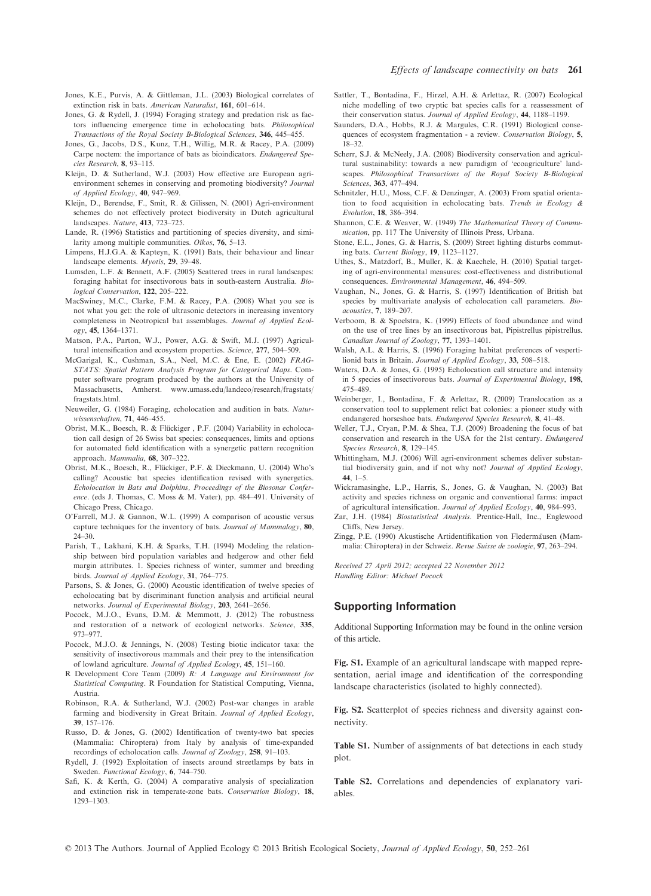Jones, K.E., Purvis, A. & Gittleman, J.L. (2003) Biological correlates of extinction risk in bats. *American Naturalist*, **161**, 601–614.

Jones, G. & Rydell, J. (1994) Foraging strategy and predation risk as factors influencing emergence time in echolocating bats. *Philosophical Transactions of the Royal Society B-Biological Sciences*, **346**, 445–455.

Jones, G., Jacobs, D.S., Kunz, T.H., Willig, M.R. & Racey, P.A. (2009) Carpe noctem: the importance of bats as bioindicators. *Endangered Species Research*, **8**, 93–115.

Kleijn, D. & Sutherland, W.J. (2003) How effective are European agri-environment schemes in conserving and promoting biodiversity? *Journal of Applied Ecology*, **40**, 947–969.

Kleijn, D., Berendse, F., Smit, R. & Gilissen, N. (2001) Agri-environment schemes do not effectively protect biodiversity in Dutch agricultural landscapes. *Nature*, **413**, 723–725.

Lande, R. (1996) Statistics and partitioning of species diversity, and similarity among multiple communities. *Oikos*, **76**, 5–13.

Limpens, H.J.G.A. & Kapteyn, K. (1991) Bats, their behaviour and linear landscape elements. *Myotis*, **29**, 39–48.

Lumsden, L.F. & Bennett, A.F. (2005) Scattered trees in rural landscapes: foraging habitat for insectivorous bats in south-eastern Australia. *Biological Conservation*, **122**, 205–222.

MacSwiney, M.C., Clarke, F.M. & Racey, P.A. (2008) What you see is not what you get: the role of ultrasonic detectors in increasing inventory completeness in Neotropical bat assemblages. *Journal of Applied Ecology*, **45**, 1364–1371.

Matson, P.A., Parton, W.J., Power, A.G. & Swift, M.J. (1997) Agricultural intensification and ecosystem properties. *Science*, **277**, 504–509.

McGarigal, K., Cushman, S.A., Neel, M.C. & Ene, E. (2002) *FRAGSTATS: Spatial Pattern Analysis Program for Categorical Maps*. Computer software program produced by the authors at the University of Massachusetts, Amherst. www.umass.edu/landeco/research/fragstats/fragstats.html.

Neuweiler, G. (1984) Foraging, echolocation and audition in bats. *Naturwissenschaften*, **71**, 446–455.

Obrist, M.K., Boesch, R. & Flückiger , P.F. (2004) Variability in echolocation call design of 26 Swiss bat species: consequences, limits and options for automated field identification with a synergetic pattern recognition approach. *Mammalia*, **68**, 307–322.

Obrist, M.K., Boesch, R., Flückiger, P.F. & Dieckmann, U. (2004) Who's calling? Acoustic bat species identification revised with synergetics. *Echolocation in Bats and Dolphins, Proceedings of the Biosonar Conference*. (eds J. Thomas, C. Moss & M. Vater), pp. 484–491. University of Chicago Press, Chicago.

O'Farrell, M.J. & Gannon, W.L. (1999) A comparison of acoustic versus capture techniques for the inventory of bats. *Journal of Mammalogy*, **80**, 24–30.

Parish, T., Lakhani, K.H. & Sparks, T.H. (1994) Modeling the relationship between bird population variables and hedgerow and other field margin attributes. 1. Species richness of winter, summer and breeding birds. *Journal of Applied Ecology*, **31**, 764–775.

Parsons, S. & Jones, G. (2000) Acoustic identification of twelve species of echolocating bat by discriminant function analysis and artificial neural networks. *Journal of Experimental Biology*, **203**, 2641–2656.

Pocock, M.J.O., Evans, D.M. & Memmott, J. (2012) The robustness and restoration of a network of ecological networks. *Science*, **335**, 973–977.

Pocock, M.J.O. & Jennings, N. (2008) Testing biotic indicator taxa: the sensitivity of insectivorous mammals and their prey to the intensification of lowland agriculture. *Journal of Applied Ecology*, **45**, 151–160.

R Development Core Team (2009) *R: A Language and Environment for Statistical Computing*. R Foundation for Statistical Computing, Vienna, Austria.

Robinson, R.A. & Sutherland, W.J. (2002) Post-war changes in arable farming and biodiversity in Great Britain. *Journal of Applied Ecology*, **39**, 157–176.

Russo, D. & Jones, G. (2002) Identification of twenty-two bat species (Mammalia: Chiroptera) from Italy by analysis of time-expanded recordings of echolocation calls. *Journal of Zoology*, **258**, 91–103.

Rydell, J. (1992) Exploitation of insects around streetlamps by bats in Sweden. *Functional Ecology*, **6**, 744–750.

Safi, K. & Kerth, G. (2004) A comparative analysis of specialization and extinction risk in temperate-zone bats. *Conservation Biology*, **18**, 1293–1303.

Sattler, T., Bontadina, F., Hirzel, A.H. & Arlettaz, R. (2007) Ecological niche modelling of two cryptic bat species calls for a reassessment of their conservation status. *Journal of Applied Ecology*, **44**, 1188–1199.

Saunders, D.A., Hobbs, R.J. & Margules, C.R. (1991) Biological consequences of ecosystem fragmentation - a review. *Conservation Biology*, **5**, 18–32.

Scherr, S.J. & McNeely, J.A. (2008) Biodiversity conservation and agricultural sustainability: towards a new paradigm of 'ecoagriculture' landscapes. *Philosophical Transactions of the Royal Society B-Biological Sciences*, **363**, 477–494.

Schnitzler, H.U., Moss, C.F. & Denzinger, A. (2003) From spatial orientation to food acquisition in echolocating bats. *Trends in Ecology & Evolution*, **18**, 386–394.

Shannon, C.E. & Weaver, W. (1949) *The Mathematical Theory of Communication*, pp. 117 The University of Illinois Press, Urbana.

Stone, E.L., Jones, G. & Harris, S. (2009) Street lighting disturbs commuting bats. *Current Biology*, **19**, 1123–1127.

Uthes, S., Matzdorf, B., Muller, K. & Kaechele, H. (2010) Spatial targeting of agri-environmental measures: cost-effectiveness and distributional consequences. *Environmental Management*, **46**, 494–509.

Vaughan, N., Jones, G. & Harris, S. (1997) Identification of British bat species by multivariate analysis of echolocation call parameters. *Bioacoustics*, **7**, 189–207.

Verboom, B. & Spoelstra, K. (1999) Effects of food abundance and wind on the use of tree lines by an insectivorous bat, Pipistrellus pipistrellus. *Canadian Journal of Zoology*, **77**, 1393–1401.

Walsh, A.L. & Harris, S. (1996) Foraging habitat preferences of vespertilionid bats in Britain. *Journal of Applied Ecology*, **33**, 508–518.

Waters, D.A. & Jones, G. (1995) Echolocation call structure and intensity in 5 species of insectivorous bats. *Journal of Experimental Biology*, **198**, 475–489.

Weinberger, I., Bontadina, F. & Arlettaz, R. (2009) Translocation as a conservation tool to supplement relict bat colonies: a pioneer study with endangered horseshoe bats. *Endangered Species Research*, **8**, 41–48.

Weller, T.J., Cryan, P.M. & Shea, T.J. (2009) Broadening the focus of bat conservation and research in the USA for the 21st century. *Endangered Species Research*, **8**, 129–145.

Whittingham, M.J. (2006) Will agri-environment schemes deliver substantial biodiversity gain, and if not why not? *Journal of Applied Ecology*, **44**, 1–5.

Wickramasinghe, L.P., Harris, S., Jones, G. & Vaughan, N. (2003) Bat activity and species richness on organic and conventional farms: impact of agricultural intensification. *Journal of Applied Ecology*, **40**, 984–993.

Zar, J.H. (1984) *Biostatistical Analysis*. Prentice-Hall, Inc., Englewood Cliffs, New Jersey.

Zingg, P.E. (1990) Akustische Artidentifikation von Fledermäusen (Mammalia: Chiroptera) in der Schweiz. *Revue Suisse de zoologie*, **97**, 263–294.

*Received 27 April 2012; accepted 22 November 2012*
*Handling Editor: Michael Pocock*

## Supporting Information

Additional Supporting Information may be found in the online version of this article.

**Fig. S1.** Example of an agricultural landscape with mapped representation, aerial image and identification of the corresponding landscape characteristics (isolated to highly connected).

**Fig. S2.** Scatterplot of species richness and diversity against connectivity.

**Table S1.** Number of assignments of bat detections in each study plot.

**Table S2.** Correlations and dependencies of explanatory variables.